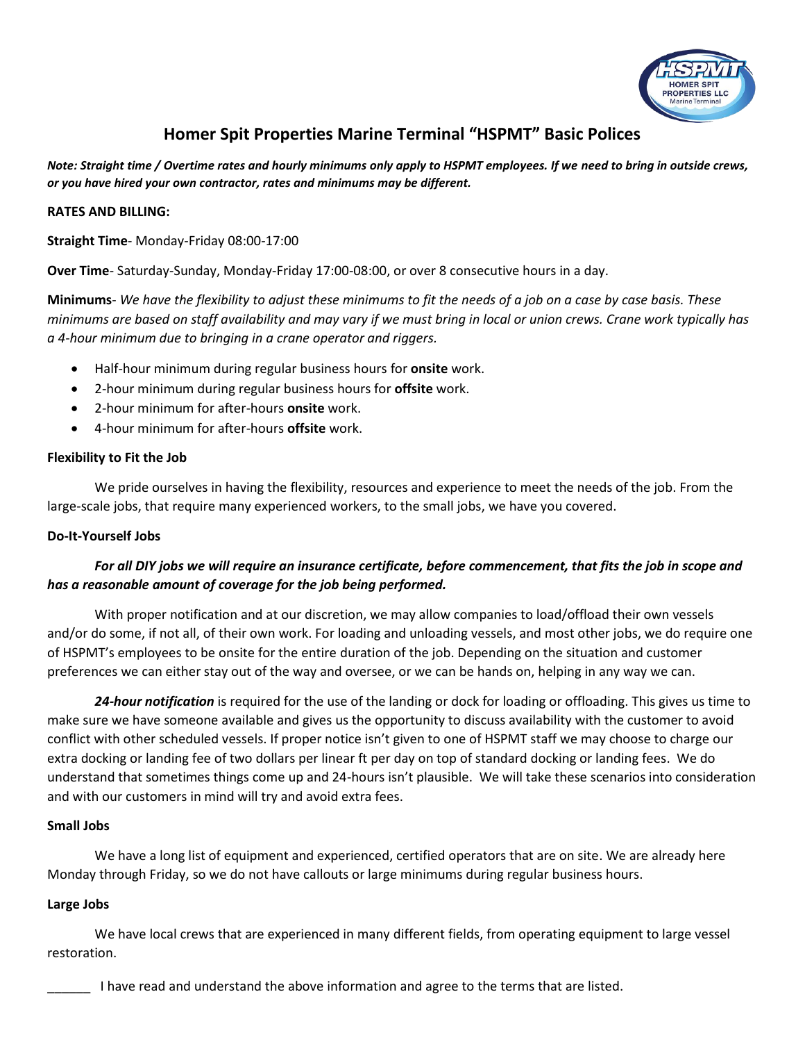# Homer Spit Properties Marine Terminal "HSPMT" Basic Polices

***Note: Straight time / Overtime rates and hourly minimums only apply to HSPMT employees. If we need to bring in outside crews, or you have hired your own contractor, rates and minimums may be different.***

**RATES AND BILLING:**

**Straight Time**- Monday-Friday 08:00-17:00

**Over Time**- Saturday-Sunday, Monday-Friday 17:00-08:00, or over 8 consecutive hours in a day.

**Minimums**- *We have the flexibility to adjust these minimums to fit the needs of a job on a case by case basis. These minimums are based on staff availability and may vary if we must bring in local or union crews. Crane work typically has a 4-hour minimum due to bringing in a crane operator and riggers.*

- Half-hour minimum during regular business hours for **onsite** work.
- 2-hour minimum during regular business hours for **offsite** work.
- 2-hour minimum for after-hours **onsite** work.
- 4-hour minimum for after-hours **offsite** work.

**Flexibility to Fit the Job**

We pride ourselves in having the flexibility, resources and experience to meet the needs of the job. From the large-scale jobs, that require many experienced workers, to the small jobs, we have you covered.

**Do-It-Yourself Jobs**

***For all DIY jobs we will require an insurance certificate, before commencement, that fits the job in scope and has a reasonable amount of coverage for the job being performed.***

With proper notification and at our discretion, we may allow companies to load/offload their own vessels and/or do some, if not all, of their own work. For loading and unloading vessels, and most other jobs, we do require one of HSPMT's employees to be onsite for the entire duration of the job. Depending on the situation and customer preferences we can either stay out of the way and oversee, or we can be hands on, helping in any way we can.

***24-hour notification*** is required for the use of the landing or dock for loading or offloading. This gives us time to make sure we have someone available and gives us the opportunity to discuss availability with the customer to avoid conflict with other scheduled vessels. If proper notice isn't given to one of HSPMT staff we may choose to charge our extra docking or landing fee of two dollars per linear ft per day on top of standard docking or landing fees. We do understand that sometimes things come up and 24-hours isn't plausible. We will take these scenarios into consideration and with our customers in mind will try and avoid extra fees.

**Small Jobs**

We have a long list of equipment and experienced, certified operators that are on site. We are already here Monday through Friday, so we do not have callouts or large minimums during regular business hours.

**Large Jobs**

We have local crews that are experienced in many different fields, from operating equipment to large vessel restoration.

______ I have read and understand the above information and agree to the terms that are listed.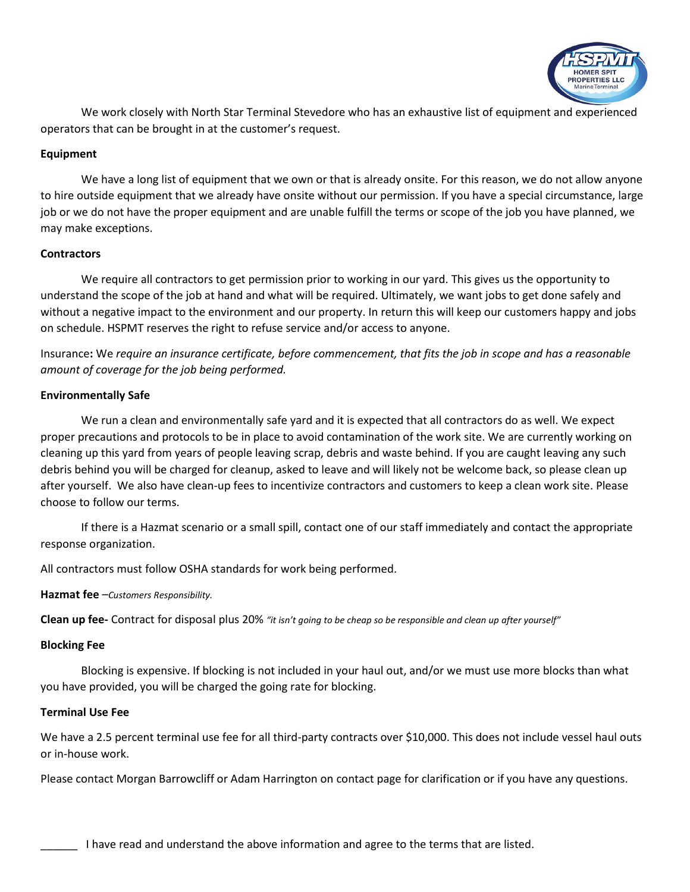We work closely with North Star Terminal Stevedore who has an exhaustive list of equipment and experienced operators that can be brought in at the customer's request.

**Equipment**

We have a long list of equipment that we own or that is already onsite. For this reason, we do not allow anyone to hire outside equipment that we already have onsite without our permission. If you have a special circumstance, large job or we do not have the proper equipment and are unable fulfill the terms or scope of the job you have planned, we may make exceptions.

**Contractors**

We require all contractors to get permission prior to working in our yard. This gives us the opportunity to understand the scope of the job at hand and what will be required. Ultimately, we want jobs to get done safely and without a negative impact to the environment and our property. In return this will keep our customers happy and jobs on schedule. HSPMT reserves the right to refuse service and/or access to anyone.

Insurance**:** We *require an insurance certificate, before commencement, that fits the job in scope and has a reasonable amount of coverage for the job being performed.*

**Environmentally Safe**

We run a clean and environmentally safe yard and it is expected that all contractors do as well. We expect proper precautions and protocols to be in place to avoid contamination of the work site. We are currently working on cleaning up this yard from years of people leaving scrap, debris and waste behind. If you are caught leaving any such debris behind you will be charged for cleanup, asked to leave and will likely not be welcome back, so please clean up after yourself. We also have clean-up fees to incentivize contractors and customers to keep a clean work site. Please choose to follow our terms.

If there is a Hazmat scenario or a small spill, contact one of our staff immediately and contact the appropriate response organization.

All contractors must follow OSHA standards for work being performed.

**Hazmat fee** –*Customers Responsibility.*

**Clean up fee-** Contract for disposal plus 20% *"it isn't going to be cheap so be responsible and clean up after yourself"*

**Blocking Fee**

Blocking is expensive. If blocking is not included in your haul out, and/or we must use more blocks than what you have provided, you will be charged the going rate for blocking.

**Terminal Use Fee**

We have a 2.5 percent terminal use fee for all third-party contracts over $10,000. This does not include vessel haul outs or in-house work.

Please contact Morgan Barrowcliff or Adam Harrington on contact page for clarification or if you have any questions.

______ I have read and understand the above information and agree to the terms that are listed.